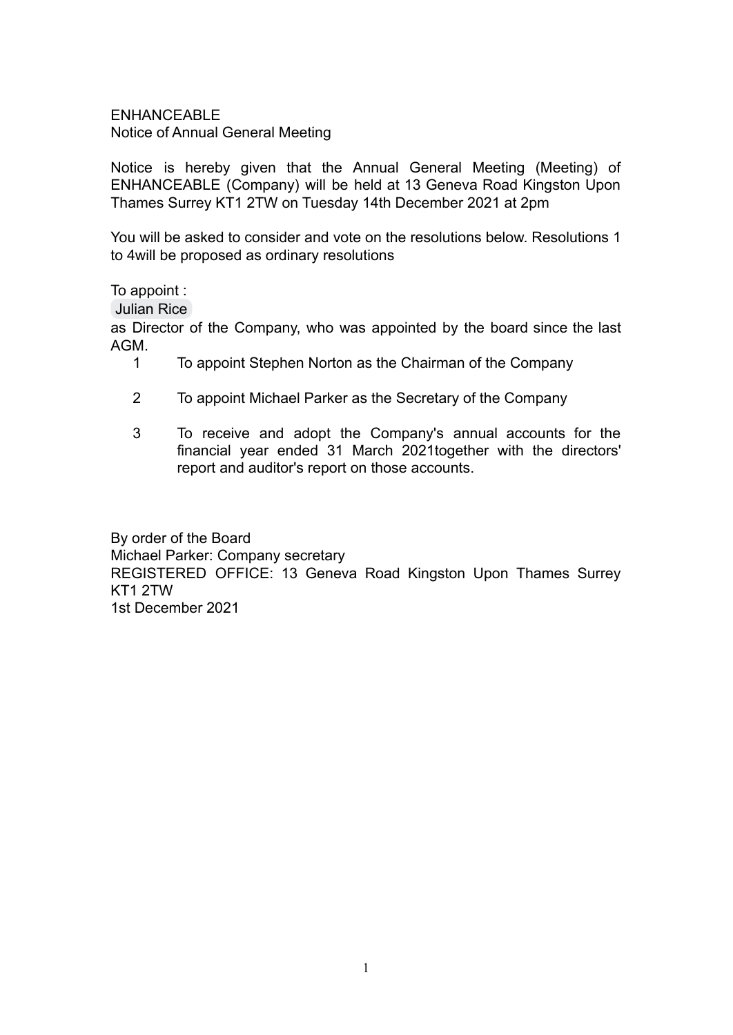ENHANCEABLE
Notice of Annual General Meeting

Notice is hereby given that the Annual General Meeting (Meeting) of ENHANCEABLE (Company) will be held at 13 Geneva Road Kingston Upon Thames Surrey KT1 2TW on Tuesday 14th December 2021 at 2pm

You will be asked to consider and vote on the resolutions below. Resolutions 1 to 4will be proposed as ordinary resolutions

To appoint :
Julian Rice
as Director of the Company, who was appointed by the board since the last AGM.

1. To appoint Stephen Norton as the Chairman of the Company

2. To appoint Michael Parker as the Secretary of the Company

3. To receive and adopt the Company's annual accounts for the financial year ended 31 March 2021together with the directors' report and auditor's report on those accounts.

By order of the Board
Michael Parker: Company secretary
REGISTERED OFFICE: 13 Geneva Road Kingston Upon Thames Surrey KT1 2TW
1st December 2021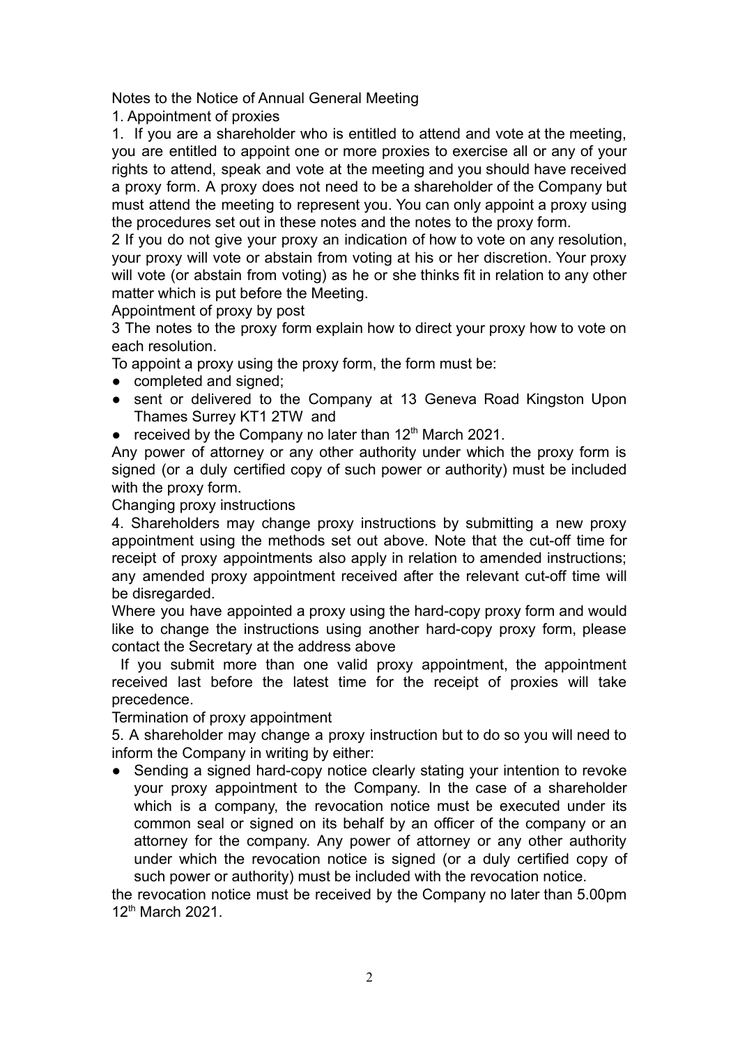Notes to the Notice of Annual General Meeting

1. Appointment of proxies

1. If you are a shareholder who is entitled to attend and vote at the meeting, you are entitled to appoint one or more proxies to exercise all or any of your rights to attend, speak and vote at the meeting and you should have received a proxy form. A proxy does not need to be a shareholder of the Company but must attend the meeting to represent you. You can only appoint a proxy using the procedures set out in these notes and the notes to the proxy form.

2 If you do not give your proxy an indication of how to vote on any resolution, your proxy will vote or abstain from voting at his or her discretion. Your proxy will vote (or abstain from voting) as he or she thinks fit in relation to any other matter which is put before the Meeting.

Appointment of proxy by post

3 The notes to the proxy form explain how to direct your proxy how to vote on each resolution.

To appoint a proxy using the proxy form, the form must be:

- completed and signed;
- sent or delivered to the Company at 13 Geneva Road Kingston Upon Thames Surrey KT1 2TW and
- received by the Company no later than 12th March 2021.

Any power of attorney or any other authority under which the proxy form is signed (or a duly certified copy of such power or authority) must be included with the proxy form.

Changing proxy instructions

4. Shareholders may change proxy instructions by submitting a new proxy appointment using the methods set out above. Note that the cut-off time for receipt of proxy appointments also apply in relation to amended instructions; any amended proxy appointment received after the relevant cut-off time will be disregarded.

Where you have appointed a proxy using the hard-copy proxy form and would like to change the instructions using another hard-copy proxy form, please contact the Secretary at the address above

If you submit more than one valid proxy appointment, the appointment received last before the latest time for the receipt of proxies will take precedence.

Termination of proxy appointment

5. A shareholder may change a proxy instruction but to do so you will need to inform the Company in writing by either:

- Sending a signed hard-copy notice clearly stating your intention to revoke your proxy appointment to the Company. In the case of a shareholder which is a company, the revocation notice must be executed under its common seal or signed on its behalf by an officer of the company or an attorney for the company. Any power of attorney or any other authority under which the revocation notice is signed (or a duly certified copy of such power or authority) must be included with the revocation notice.

the revocation notice must be received by the Company no later than 5.00pm 12th March 2021.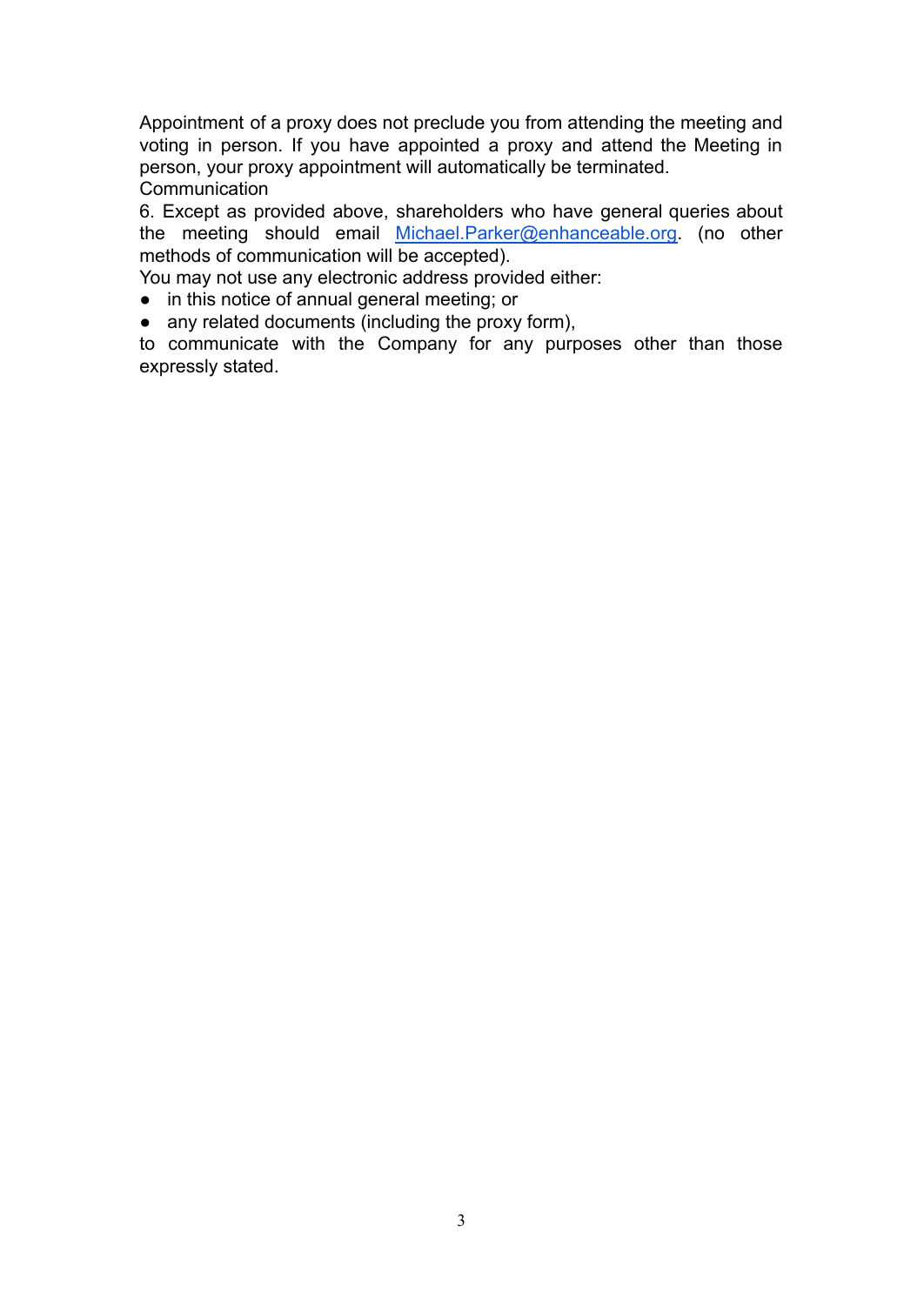Appointment of a proxy does not preclude you from attending the meeting and voting in person. If you have appointed a proxy and attend the Meeting in person, your proxy appointment will automatically be terminated.

Communication

6. Except as provided above, shareholders who have general queries about the meeting should email Michael.Parker@enhanceable.org. (no other methods of communication will be accepted).

You may not use any electronic address provided either:

- in this notice of annual general meeting; or
- any related documents (including the proxy form),

to communicate with the Company for any purposes other than those expressly stated.